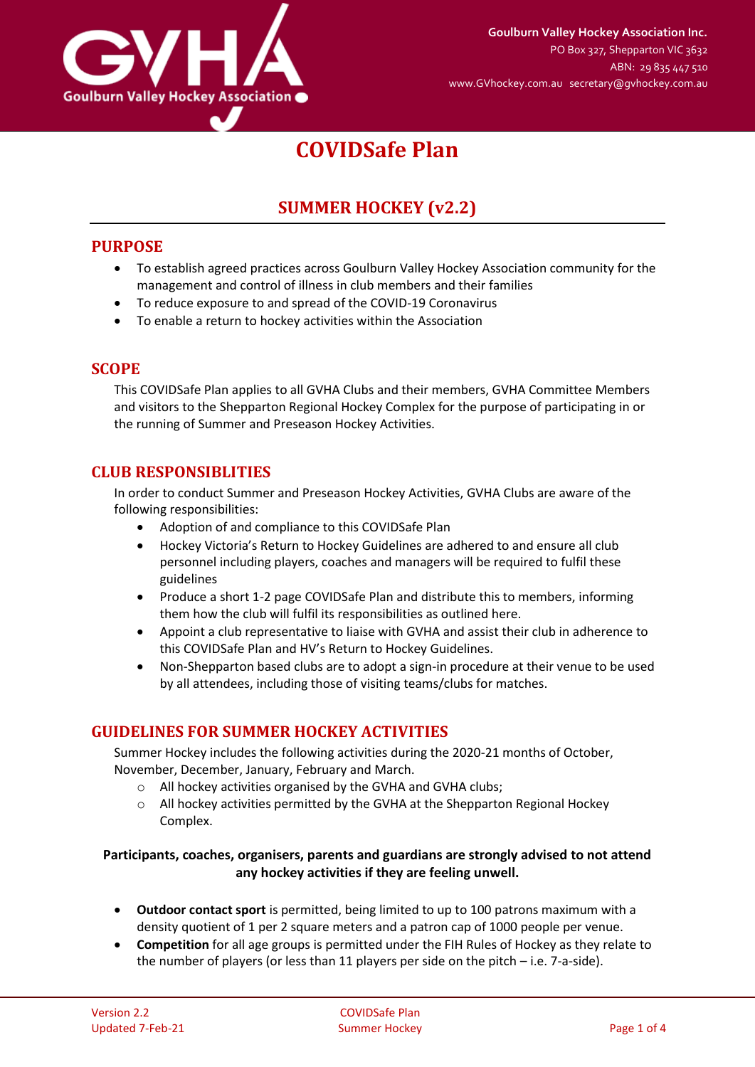Goulburn Valley Hockey Association Inc.
PO Box 327, Shepparton VIC 3632
ABN: 29 835 447 510
www.GVhockey.com.au secretary@gvhockey.com.au

# COVIDSafe Plan

## SUMMER HOCKEY (v2.2)

### PURPOSE

- To establish agreed practices across Goulburn Valley Hockey Association community for the management and control of illness in club members and their families
- To reduce exposure to and spread of the COVID-19 Coronavirus
- To enable a return to hockey activities within the Association

### SCOPE

This COVIDSafe Plan applies to all GVHA Clubs and their members, GVHA Committee Members and visitors to the Shepparton Regional Hockey Complex for the purpose of participating in or the running of Summer and Preseason Hockey Activities.

### CLUB RESPONSIBLITIES

In order to conduct Summer and Preseason Hockey Activities, GVHA Clubs are aware of the following responsibilities:

- Adoption of and compliance to this COVIDSafe Plan
- Hockey Victoria's Return to Hockey Guidelines are adhered to and ensure all club personnel including players, coaches and managers will be required to fulfil these guidelines
- Produce a short 1-2 page COVIDSafe Plan and distribute this to members, informing them how the club will fulfil its responsibilities as outlined here.
- Appoint a club representative to liaise with GVHA and assist their club in adherence to this COVIDSafe Plan and HV's Return to Hockey Guidelines.
- Non-Shepparton based clubs are to adopt a sign-in procedure at their venue to be used by all attendees, including those of visiting teams/clubs for matches.

### GUIDELINES FOR SUMMER HOCKEY ACTIVITIES

Summer Hockey includes the following activities during the 2020-21 months of October, November, December, January, February and March.

- All hockey activities organised by the GVHA and GVHA clubs;
- All hockey activities permitted by the GVHA at the Shepparton Regional Hockey Complex.

**Participants, coaches, organisers, parents and guardians are strongly advised to not attend any hockey activities if they are feeling unwell.**

- **Outdoor contact sport** is permitted, being limited to up to 100 patrons maximum with a density quotient of 1 per 2 square meters and a patron cap of 1000 people per venue.
- **Competition** for all age groups is permitted under the FIH Rules of Hockey as they relate to the number of players (or less than 11 players per side on the pitch – i.e. 7-a-side).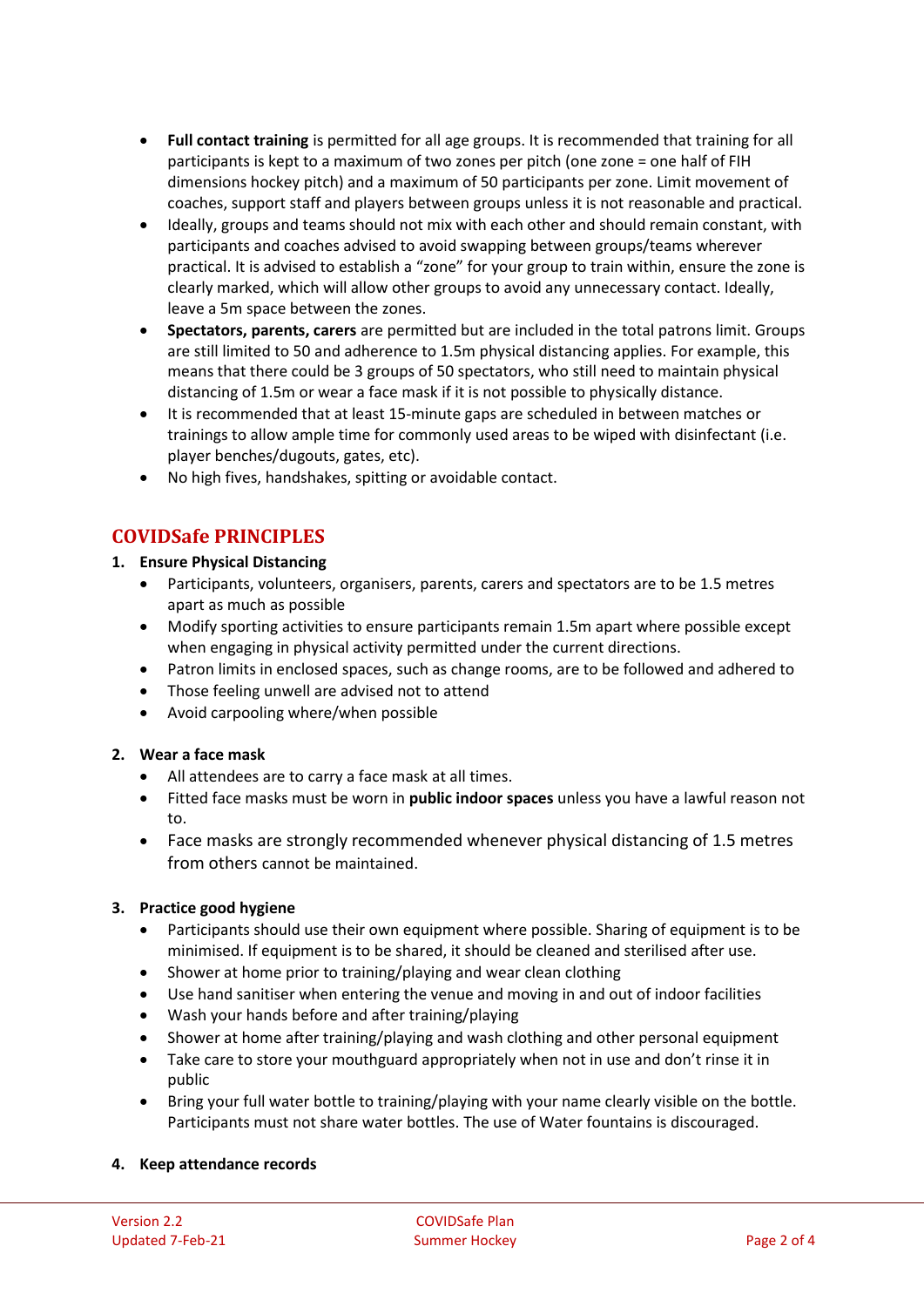- **Full contact training** is permitted for all age groups. It is recommended that training for all participants is kept to a maximum of two zones per pitch (one zone = one half of FIH dimensions hockey pitch) and a maximum of 50 participants per zone. Limit movement of coaches, support staff and players between groups unless it is not reasonable and practical.
- Ideally, groups and teams should not mix with each other and should remain constant, with participants and coaches advised to avoid swapping between groups/teams wherever practical. It is advised to establish a "zone" for your group to train within, ensure the zone is clearly marked, which will allow other groups to avoid any unnecessary contact. Ideally, leave a 5m space between the zones.
- **Spectators, parents, carers** are permitted but are included in the total patrons limit. Groups are still limited to 50 and adherence to 1.5m physical distancing applies. For example, this means that there could be 3 groups of 50 spectators, who still need to maintain physical distancing of 1.5m or wear a face mask if it is not possible to physically distance.
- It is recommended that at least 15-minute gaps are scheduled in between matches or trainings to allow ample time for commonly used areas to be wiped with disinfectant (i.e. player benches/dugouts, gates, etc).
- No high fives, handshakes, spitting or avoidable contact.

## COVIDSafe PRINCIPLES

**1. Ensure Physical Distancing**

- Participants, volunteers, organisers, parents, carers and spectators are to be 1.5 metres apart as much as possible
- Modify sporting activities to ensure participants remain 1.5m apart where possible except when engaging in physical activity permitted under the current directions.
- Patron limits in enclosed spaces, such as change rooms, are to be followed and adhered to
- Those feeling unwell are advised not to attend
- Avoid carpooling where/when possible

**2. Wear a face mask**

- All attendees are to carry a face mask at all times.
- Fitted face masks must be worn in **public indoor spaces** unless you have a lawful reason not to.
- Face masks are strongly recommended whenever physical distancing of 1.5 metres from others cannot be maintained.

**3. Practice good hygiene**

- Participants should use their own equipment where possible. Sharing of equipment is to be minimised. If equipment is to be shared, it should be cleaned and sterilised after use.
- Shower at home prior to training/playing and wear clean clothing
- Use hand sanitiser when entering the venue and moving in and out of indoor facilities
- Wash your hands before and after training/playing
- Shower at home after training/playing and wash clothing and other personal equipment
- Take care to store your mouthguard appropriately when not in use and don't rinse it in public
- Bring your full water bottle to training/playing with your name clearly visible on the bottle. Participants must not share water bottles. The use of Water fountains is discouraged.

**4. Keep attendance records**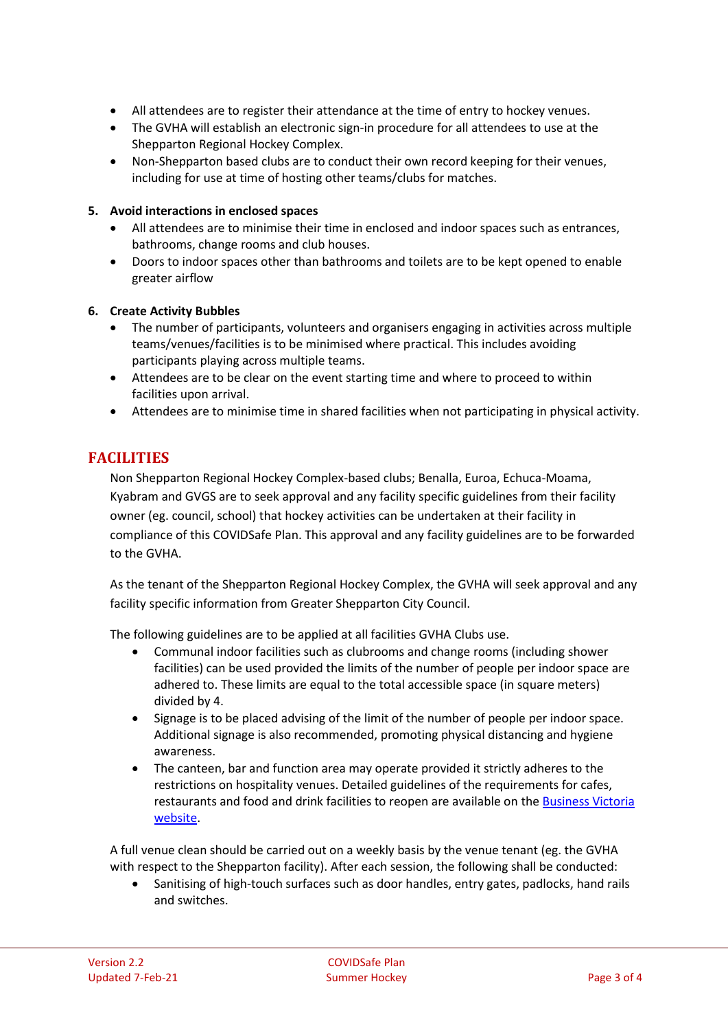- All attendees are to register their attendance at the time of entry to hockey venues.
- The GVHA will establish an electronic sign-in procedure for all attendees to use at the Shepparton Regional Hockey Complex.
- Non-Shepparton based clubs are to conduct their own record keeping for their venues, including for use at time of hosting other teams/clubs for matches.

**5. Avoid interactions in enclosed spaces**

- All attendees are to minimise their time in enclosed and indoor spaces such as entrances, bathrooms, change rooms and club houses.
- Doors to indoor spaces other than bathrooms and toilets are to be kept opened to enable greater airflow

**6. Create Activity Bubbles**

- The number of participants, volunteers and organisers engaging in activities across multiple teams/venues/facilities is to be minimised where practical. This includes avoiding participants playing across multiple teams.
- Attendees are to be clear on the event starting time and where to proceed to within facilities upon arrival.
- Attendees are to minimise time in shared facilities when not participating in physical activity.

## FACILITIES

Non Shepparton Regional Hockey Complex-based clubs; Benalla, Euroa, Echuca-Moama, Kyabram and GVGS are to seek approval and any facility specific guidelines from their facility owner (eg. council, school) that hockey activities can be undertaken at their facility in compliance of this COVIDSafe Plan. This approval and any facility guidelines are to be forwarded to the GVHA.

As the tenant of the Shepparton Regional Hockey Complex, the GVHA will seek approval and any facility specific information from Greater Shepparton City Council.

The following guidelines are to be applied at all facilities GVHA Clubs use.

- Communal indoor facilities such as clubrooms and change rooms (including shower facilities) can be used provided the limits of the number of people per indoor space are adhered to. These limits are equal to the total accessible space (in square meters) divided by 4.
- Signage is to be placed advising of the limit of the number of people per indoor space. Additional signage is also recommended, promoting physical distancing and hygiene awareness.
- The canteen, bar and function area may operate provided it strictly adheres to the restrictions on hospitality venues. Detailed guidelines of the requirements for cafes, restaurants and food and drink facilities to reopen are available on the Business Victoria website.

A full venue clean should be carried out on a weekly basis by the venue tenant (eg. the GVHA with respect to the Shepparton facility). After each session, the following shall be conducted:

- Sanitising of high-touch surfaces such as door handles, entry gates, padlocks, hand rails and switches.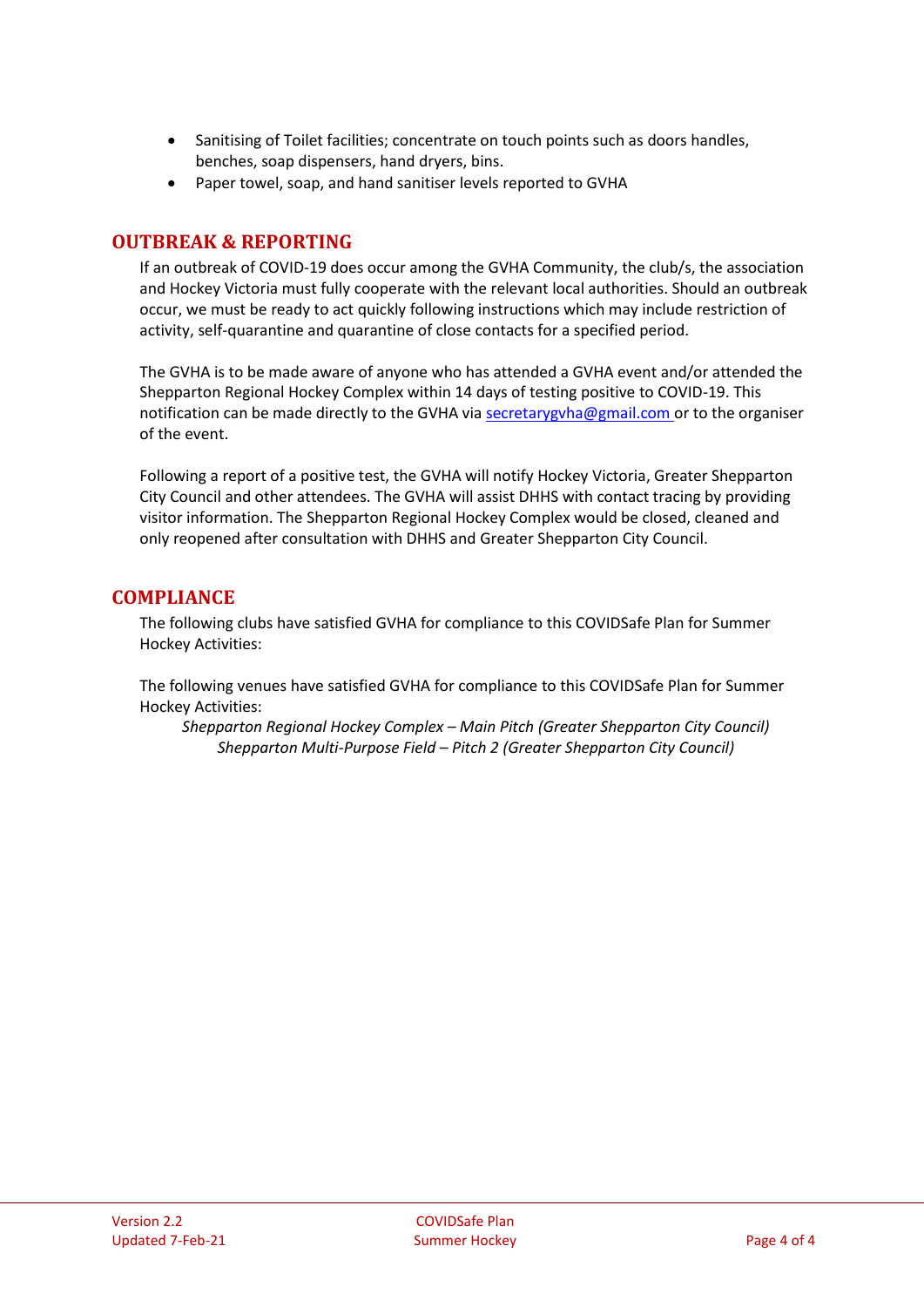- Sanitising of Toilet facilities; concentrate on touch points such as doors handles, benches, soap dispensers, hand dryers, bins.
- Paper towel, soap, and hand sanitiser levels reported to GVHA

## OUTBREAK & REPORTING

If an outbreak of COVID-19 does occur among the GVHA Community, the club/s, the association and Hockey Victoria must fully cooperate with the relevant local authorities. Should an outbreak occur, we must be ready to act quickly following instructions which may include restriction of activity, self-quarantine and quarantine of close contacts for a specified period.

The GVHA is to be made aware of anyone who has attended a GVHA event and/or attended the Shepparton Regional Hockey Complex within 14 days of testing positive to COVID-19. This notification can be made directly to the GVHA via secretarygvha@gmail.com or to the organiser of the event.

Following a report of a positive test, the GVHA will notify Hockey Victoria, Greater Shepparton City Council and other attendees. The GVHA will assist DHHS with contact tracing by providing visitor information. The Shepparton Regional Hockey Complex would be closed, cleaned and only reopened after consultation with DHHS and Greater Shepparton City Council.

## COMPLIANCE

The following clubs have satisfied GVHA for compliance to this COVIDSafe Plan for Summer Hockey Activities:

The following venues have satisfied GVHA for compliance to this COVIDSafe Plan for Summer Hockey Activities:

*Shepparton Regional Hockey Complex – Main Pitch (Greater Shepparton City Council)*
*Shepparton Multi-Purpose Field – Pitch 2 (Greater Shepparton City Council)*